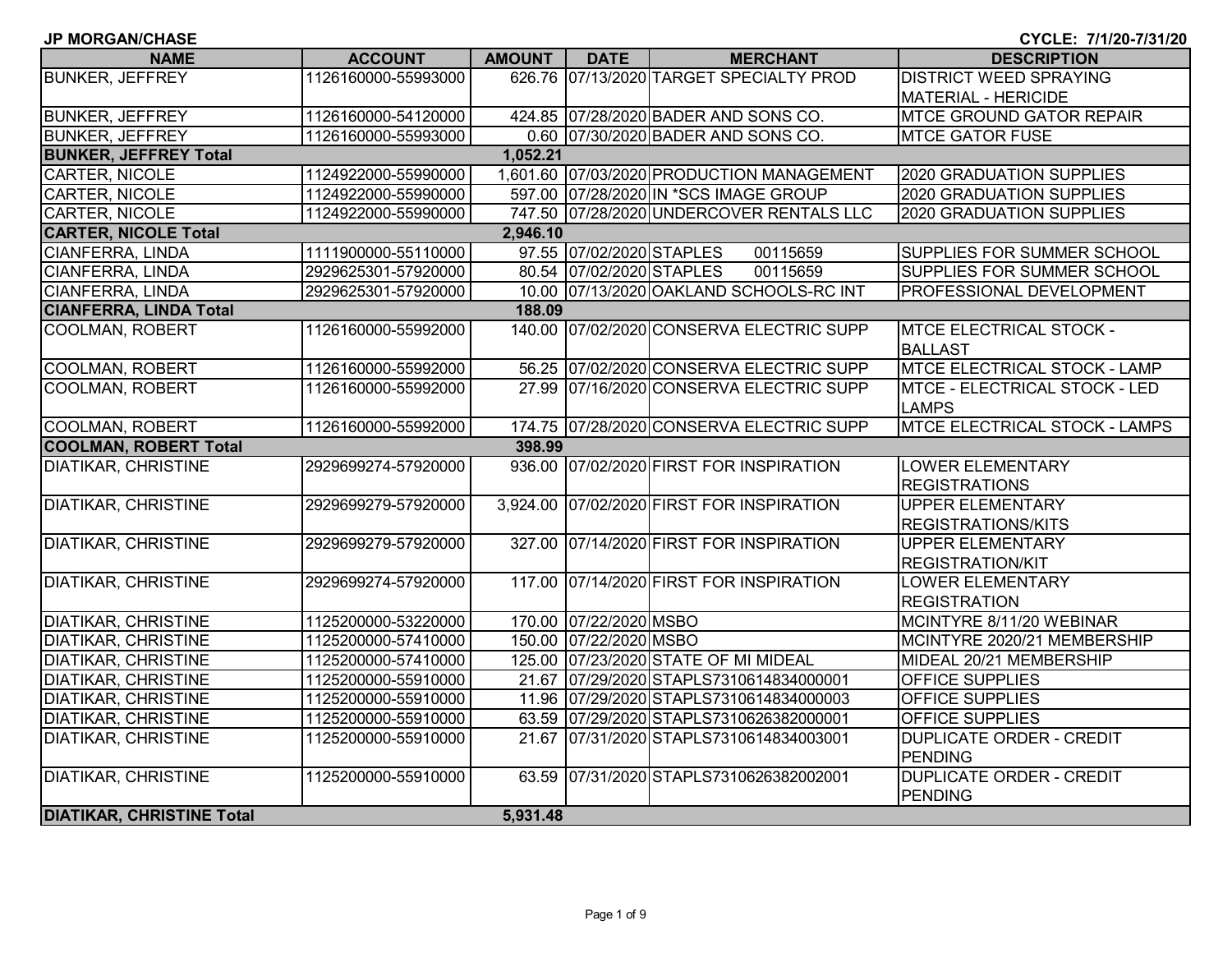**JP MORGAN/CHASE** **CYCLE: 7/1/20-7/31/20**

| NAME | ACCOUNT | AMOUNT | DATE | MERCHANT | DESCRIPTION |
|---|---|---|---|---|---|
| BUNKER, JEFFREY | 1126160000-55993000 | 626.76 | 07/13/2020 | TARGET SPECIALTY PROD | DISTRICT WEED SPRAYING MATERIAL - HERICIDE |
| BUNKER, JEFFREY | 1126160000-54120000 | 424.85 | 07/28/2020 | BADER AND SONS CO. | MTCE GROUND GATOR REPAIR |
| BUNKER, JEFFREY | 1126160000-55993000 | 0.60 | 07/30/2020 | BADER AND SONS CO. | MTCE GATOR FUSE |
| **BUNKER, JEFFREY Total** | | **1,052.21** | | | |
| CARTER, NICOLE | 1124922000-55990000 | 1,601.60 | 07/03/2020 | PRODUCTION MANAGEMENT | 2020 GRADUATION SUPPLIES |
| CARTER, NICOLE | 1124922000-55990000 | 597.00 | 07/28/2020 | IN *SCS IMAGE GROUP | 2020 GRADUATION SUPPLIES |
| CARTER, NICOLE | 1124922000-55990000 | 747.50 | 07/28/2020 | UNDERCOVER RENTALS LLC | 2020 GRADUATION SUPPLIES |
| **CARTER, NICOLE Total** | | **2,946.10** | | | |
| CIANFERRA, LINDA | 1111900000-55110000 | 97.55 | 07/02/2020 | STAPLES 00115659 | SUPPLIES FOR SUMMER SCHOOL |
| CIANFERRA, LINDA | 2929625301-57920000 | 80.54 | 07/02/2020 | STAPLES 00115659 | SUPPLIES FOR SUMMER SCHOOL |
| CIANFERRA, LINDA | 2929625301-57920000 | 10.00 | 07/13/2020 | OAKLAND SCHOOLS-RC INT | PROFESSIONAL DEVELOPMENT |
| **CIANFERRA, LINDA Total** | | **188.09** | | | |
| COOLMAN, ROBERT | 1126160000-55992000 | 140.00 | 07/02/2020 | CONSERVA ELECTRIC SUPP | MTCE ELECTRICAL STOCK - BALLAST |
| COOLMAN, ROBERT | 1126160000-55992000 | 56.25 | 07/02/2020 | CONSERVA ELECTRIC SUPP | MTCE ELECTRICAL STOCK - LAMP |
| COOLMAN, ROBERT | 1126160000-55992000 | 27.99 | 07/16/2020 | CONSERVA ELECTRIC SUPP | MTCE - ELECTRICAL STOCK - LED LAMPS |
| COOLMAN, ROBERT | 1126160000-55992000 | 174.75 | 07/28/2020 | CONSERVA ELECTRIC SUPP | MTCE ELECTRICAL STOCK - LAMPS |
| **COOLMAN, ROBERT Total** | | **398.99** | | | |
| DIATIKAR, CHRISTINE | 2929699274-57920000 | 936.00 | 07/02/2020 | FIRST FOR INSPIRATION | LOWER ELEMENTARY REGISTRATIONS |
| DIATIKAR, CHRISTINE | 2929699279-57920000 | 3,924.00 | 07/02/2020 | FIRST FOR INSPIRATION | UPPER ELEMENTARY REGISTRATIONS/KITS |
| DIATIKAR, CHRISTINE | 2929699279-57920000 | 327.00 | 07/14/2020 | FIRST FOR INSPIRATION | UPPER ELEMENTARY REGISTRATION/KIT |
| DIATIKAR, CHRISTINE | 2929699274-57920000 | 117.00 | 07/14/2020 | FIRST FOR INSPIRATION | LOWER ELEMENTARY REGISTRATION |
| DIATIKAR, CHRISTINE | 1125200000-53220000 | 170.00 | 07/22/2020 | MSBO | MCINTYRE 8/11/20 WEBINAR |
| DIATIKAR, CHRISTINE | 1125200000-57410000 | 150.00 | 07/22/2020 | MSBO | MCINTYRE 2020/21 MEMBERSHIP |
| DIATIKAR, CHRISTINE | 1125200000-57410000 | 125.00 | 07/23/2020 | STATE OF MI MIDEAL | MIDEAL 20/21 MEMBERSHIP |
| DIATIKAR, CHRISTINE | 1125200000-55910000 | 21.67 | 07/29/2020 | STAPLS7310614834000001 | OFFICE SUPPLIES |
| DIATIKAR, CHRISTINE | 1125200000-55910000 | 11.96 | 07/29/2020 | STAPLS7310614834000003 | OFFICE SUPPLIES |
| DIATIKAR, CHRISTINE | 1125200000-55910000 | 63.59 | 07/29/2020 | STAPLS7310626382000001 | OFFICE SUPPLIES |
| DIATIKAR, CHRISTINE | 1125200000-55910000 | 21.67 | 07/31/2020 | STAPLS7310614834003001 | DUPLICATE ORDER - CREDIT PENDING |
| DIATIKAR, CHRISTINE | 1125200000-55910000 | 63.59 | 07/31/2020 | STAPLS7310626382002001 | DUPLICATE ORDER - CREDIT PENDING |
| **DIATIKAR, CHRISTINE Total** | | **5,931.48** | | | |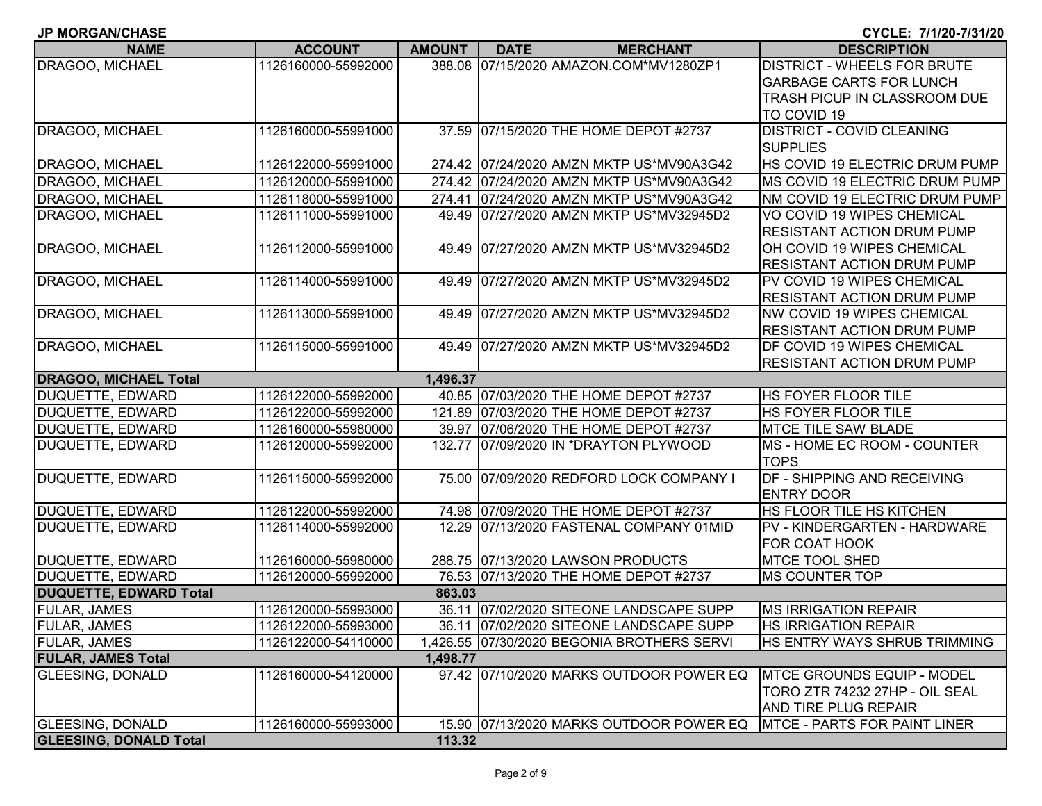**JP MORGAN/CHASE** **CYCLE: 7/1/20-7/31/20**

| NAME | ACCOUNT | AMOUNT | DATE | MERCHANT | DESCRIPTION |
|---|---|---|---|---|---|
| DRAGOO, MICHAEL | 1126160000-55992000 | 388.08 | 07/15/2020 | AMAZON.COM*MV1280ZP1 | DISTRICT - WHEELS FOR BRUTE GARBAGE CARTS FOR LUNCH TRASH PICUP IN CLASSROOM DUE TO COVID 19 |
| DRAGOO, MICHAEL | 1126160000-55991000 | 37.59 | 07/15/2020 | THE HOME DEPOT #2737 | DISTRICT - COVID CLEANING SUPPLIES |
| DRAGOO, MICHAEL | 1126122000-55991000 | 274.42 | 07/24/2020 | AMZN MKTP US*MV90A3G42 | HS COVID 19 ELECTRIC DRUM PUMP |
| DRAGOO, MICHAEL | 1126120000-55991000 | 274.42 | 07/24/2020 | AMZN MKTP US*MV90A3G42 | MS COVID 19 ELECTRIC DRUM PUMP |
| DRAGOO, MICHAEL | 1126118000-55991000 | 274.41 | 07/24/2020 | AMZN MKTP US*MV90A3G42 | NM COVID 19 ELECTRIC DRUM PUMP |
| DRAGOO, MICHAEL | 1126111000-55991000 | 49.49 | 07/27/2020 | AMZN MKTP US*MV32945D2 | VO COVID 19 WIPES CHEMICAL RESISTANT ACTION DRUM PUMP |
| DRAGOO, MICHAEL | 1126112000-55991000 | 49.49 | 07/27/2020 | AMZN MKTP US*MV32945D2 | OH COVID 19 WIPES CHEMICAL RESISTANT ACTION DRUM PUMP |
| DRAGOO, MICHAEL | 1126114000-55991000 | 49.49 | 07/27/2020 | AMZN MKTP US*MV32945D2 | PV COVID 19 WIPES CHEMICAL RESISTANT ACTION DRUM PUMP |
| DRAGOO, MICHAEL | 1126113000-55991000 | 49.49 | 07/27/2020 | AMZN MKTP US*MV32945D2 | NW COVID 19 WIPES CHEMICAL RESISTANT ACTION DRUM PUMP |
| DRAGOO, MICHAEL | 1126115000-55991000 | 49.49 | 07/27/2020 | AMZN MKTP US*MV32945D2 | DF COVID 19 WIPES CHEMICAL RESISTANT ACTION DRUM PUMP |
| **DRAGOO, MICHAEL Total** | | **1,496.37** | | | |
| DUQUETTE, EDWARD | 1126122000-55992000 | 40.85 | 07/03/2020 | THE HOME DEPOT #2737 | HS FOYER FLOOR TILE |
| DUQUETTE, EDWARD | 1126122000-55992000 | 121.89 | 07/03/2020 | THE HOME DEPOT #2737 | HS FOYER FLOOR TILE |
| DUQUETTE, EDWARD | 1126160000-55980000 | 39.97 | 07/06/2020 | THE HOME DEPOT #2737 | MTCE TILE SAW BLADE |
| DUQUETTE, EDWARD | 1126120000-55992000 | 132.77 | 07/09/2020 | IN *DRAYTON PLYWOOD | MS - HOME EC ROOM - COUNTER TOPS |
| DUQUETTE, EDWARD | 1126115000-55992000 | 75.00 | 07/09/2020 | REDFORD LOCK COMPANY I | DF - SHIPPING AND RECEIVING ENTRY DOOR |
| DUQUETTE, EDWARD | 1126122000-55992000 | 74.98 | 07/09/2020 | THE HOME DEPOT #2737 | HS FLOOR TILE HS KITCHEN |
| DUQUETTE, EDWARD | 1126114000-55992000 | 12.29 | 07/13/2020 | FASTENAL COMPANY 01MID | PV - KINDERGARTEN - HARDWARE FOR COAT HOOK |
| DUQUETTE, EDWARD | 1126160000-55980000 | 288.75 | 07/13/2020 | LAWSON PRODUCTS | MTCE TOOL SHED |
| DUQUETTE, EDWARD | 1126120000-55992000 | 76.53 | 07/13/2020 | THE HOME DEPOT #2737 | MS COUNTER TOP |
| **DUQUETTE, EDWARD Total** | | **863.03** | | | |
| FULAR, JAMES | 1126120000-55993000 | 36.11 | 07/02/2020 | SITEONE LANDSCAPE SUPP | MS IRRIGATION REPAIR |
| FULAR, JAMES | 1126122000-55993000 | 36.11 | 07/02/2020 | SITEONE LANDSCAPE SUPP | HS IRRIGATION REPAIR |
| FULAR, JAMES | 1126122000-54110000 | 1,426.55 | 07/30/2020 | BEGONIA BROTHERS SERVI | HS ENTRY WAYS SHRUB TRIMMING |
| **FULAR, JAMES Total** | | **1,498.77** | | | |
| GLEESING, DONALD | 1126160000-54120000 | 97.42 | 07/10/2020 | MARKS OUTDOOR POWER EQ | MTCE GROUNDS EQUIP - MODEL TORO ZTR 74232 27HP - OIL SEAL AND TIRE PLUG REPAIR |
| GLEESING, DONALD | 1126160000-55993000 | 15.90 | 07/13/2020 | MARKS OUTDOOR POWER EQ | MTCE - PARTS FOR PAINT LINER |
| **GLEESING, DONALD Total** | | **113.32** | | | |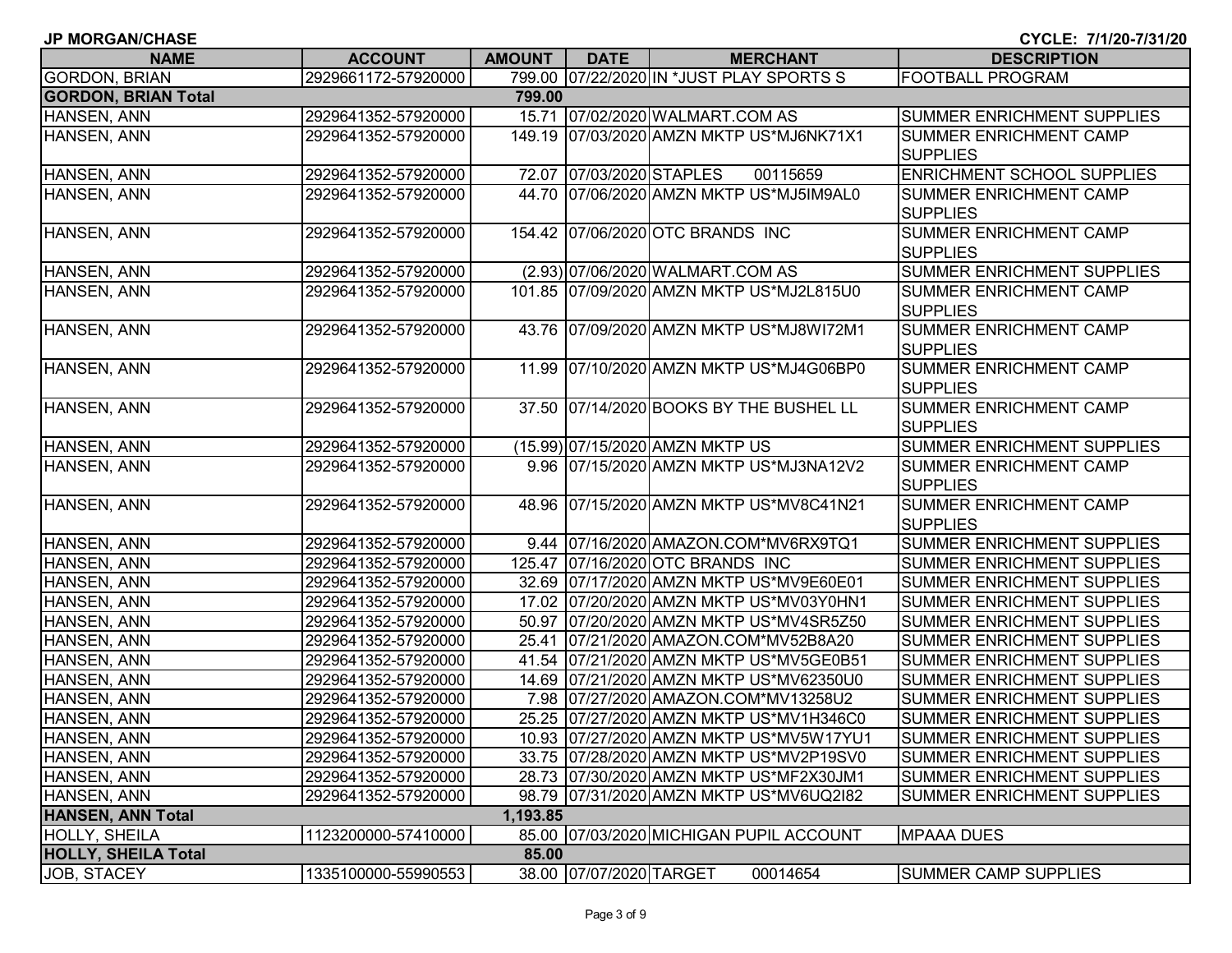**JP MORGAN/CHASE** **CYCLE: 7/1/20-7/31/20**

| NAME | ACCOUNT | AMOUNT | DATE | MERCHANT | DESCRIPTION |
|---|---|---|---|---|---|
| GORDON, BRIAN | 2929661172-57920000 | 799.00 | 07/22/2020 | IN *JUST PLAY SPORTS S | FOOTBALL PROGRAM |
| **GORDON, BRIAN Total** | | **799.00** | | | |
| HANSEN, ANN | 2929641352-57920000 | 15.71 | 07/02/2020 | WALMART.COM AS | SUMMER ENRICHMENT SUPPLIES |
| HANSEN, ANN | 2929641352-57920000 | 149.19 | 07/03/2020 | AMZN MKTP US*MJ6NK71X1 | SUMMER ENRICHMENT CAMP SUPPLIES |
| HANSEN, ANN | 2929641352-57920000 | 72.07 | 07/03/2020 | STAPLES 00115659 | ENRICHMENT SCHOOL SUPPLIES |
| HANSEN, ANN | 2929641352-57920000 | 44.70 | 07/06/2020 | AMZN MKTP US*MJ5IM9AL0 | SUMMER ENRICHMENT CAMP SUPPLIES |
| HANSEN, ANN | 2929641352-57920000 | 154.42 | 07/06/2020 | OTC BRANDS INC | SUMMER ENRICHMENT CAMP SUPPLIES |
| HANSEN, ANN | 2929641352-57920000 | (2.93) | 07/06/2020 | WALMART.COM AS | SUMMER ENRICHMENT SUPPLIES |
| HANSEN, ANN | 2929641352-57920000 | 101.85 | 07/09/2020 | AMZN MKTP US*MJ2L815U0 | SUMMER ENRICHMENT CAMP SUPPLIES |
| HANSEN, ANN | 2929641352-57920000 | 43.76 | 07/09/2020 | AMZN MKTP US*MJ8WI72M1 | SUMMER ENRICHMENT CAMP SUPPLIES |
| HANSEN, ANN | 2929641352-57920000 | 11.99 | 07/10/2020 | AMZN MKTP US*MJ4G06BP0 | SUMMER ENRICHMENT CAMP SUPPLIES |
| HANSEN, ANN | 2929641352-57920000 | 37.50 | 07/14/2020 | BOOKS BY THE BUSHEL LL | SUMMER ENRICHMENT CAMP SUPPLIES |
| HANSEN, ANN | 2929641352-57920000 | (15.99) | 07/15/2020 | AMZN MKTP US | SUMMER ENRICHMENT SUPPLIES |
| HANSEN, ANN | 2929641352-57920000 | 9.96 | 07/15/2020 | AMZN MKTP US*MJ3NA12V2 | SUMMER ENRICHMENT CAMP SUPPLIES |
| HANSEN, ANN | 2929641352-57920000 | 48.96 | 07/15/2020 | AMZN MKTP US*MV8C41N21 | SUMMER ENRICHMENT CAMP SUPPLIES |
| HANSEN, ANN | 2929641352-57920000 | 9.44 | 07/16/2020 | AMAZON.COM*MV6RX9TQ1 | SUMMER ENRICHMENT SUPPLIES |
| HANSEN, ANN | 2929641352-57920000 | 125.47 | 07/16/2020 | OTC BRANDS INC | SUMMER ENRICHMENT SUPPLIES |
| HANSEN, ANN | 2929641352-57920000 | 32.69 | 07/17/2020 | AMZN MKTP US*MV9E60E01 | SUMMER ENRICHMENT SUPPLIES |
| HANSEN, ANN | 2929641352-57920000 | 17.02 | 07/20/2020 | AMZN MKTP US*MV03Y0HN1 | SUMMER ENRICHMENT SUPPLIES |
| HANSEN, ANN | 2929641352-57920000 | 50.97 | 07/20/2020 | AMZN MKTP US*MV4SR5Z50 | SUMMER ENRICHMENT SUPPLIES |
| HANSEN, ANN | 2929641352-57920000 | 25.41 | 07/21/2020 | AMAZON.COM*MV52B8A20 | SUMMER ENRICHMENT SUPPLIES |
| HANSEN, ANN | 2929641352-57920000 | 41.54 | 07/21/2020 | AMZN MKTP US*MV5GE0B51 | SUMMER ENRICHMENT SUPPLIES |
| HANSEN, ANN | 2929641352-57920000 | 14.69 | 07/21/2020 | AMZN MKTP US*MV62350U0 | SUMMER ENRICHMENT SUPPLIES |
| HANSEN, ANN | 2929641352-57920000 | 7.98 | 07/27/2020 | AMAZON.COM*MV13258U2 | SUMMER ENRICHMENT SUPPLIES |
| HANSEN, ANN | 2929641352-57920000 | 25.25 | 07/27/2020 | AMZN MKTP US*MV1H346C0 | SUMMER ENRICHMENT SUPPLIES |
| HANSEN, ANN | 2929641352-57920000 | 10.93 | 07/27/2020 | AMZN MKTP US*MV5W17YU1 | SUMMER ENRICHMENT SUPPLIES |
| HANSEN, ANN | 2929641352-57920000 | 33.75 | 07/28/2020 | AMZN MKTP US*MV2P19SV0 | SUMMER ENRICHMENT SUPPLIES |
| HANSEN, ANN | 2929641352-57920000 | 28.73 | 07/30/2020 | AMZN MKTP US*MF2X30JM1 | SUMMER ENRICHMENT SUPPLIES |
| HANSEN, ANN | 2929641352-57920000 | 98.79 | 07/31/2020 | AMZN MKTP US*MV6UQ2I82 | SUMMER ENRICHMENT SUPPLIES |
| **HANSEN, ANN Total** | | **1,193.85** | | | |
| HOLLY, SHEILA | 1123200000-57410000 | 85.00 | 07/03/2020 | MICHIGAN PUPIL ACCOUNT | MPAAA DUES |
| **HOLLY, SHEILA Total** | | **85.00** | | | |
| JOB, STACEY | 1335100000-55990553 | 38.00 | 07/07/2020 | TARGET 00014654 | SUMMER CAMP SUPPLIES |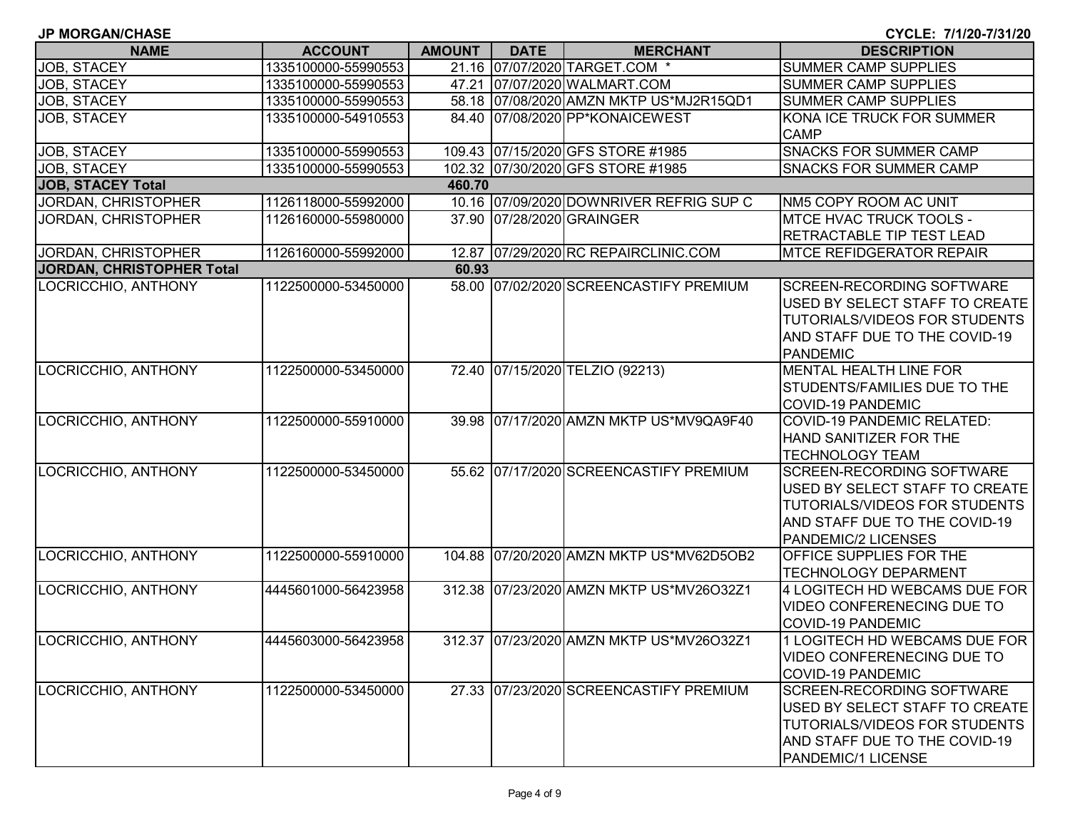JP MORGAN/CHASE CYCLE: 7/1/20-7/31/20

| NAME | ACCOUNT | AMOUNT | DATE | MERCHANT | DESCRIPTION |
|---|---|---|---|---|---|
| JOB, STACEY | 1335100000-55990553 | 21.16 | 07/07/2020 | TARGET.COM * | SUMMER CAMP SUPPLIES |
| JOB, STACEY | 1335100000-55990553 | 47.21 | 07/07/2020 | WALMART.COM | SUMMER CAMP SUPPLIES |
| JOB, STACEY | 1335100000-55990553 | 58.18 | 07/08/2020 | AMZN MKTP US*MJ2R15QD1 | SUMMER CAMP SUPPLIES |
| JOB, STACEY | 1335100000-54910553 | 84.40 | 07/08/2020 | PP*KONAICEWEST | KONA ICE TRUCK FOR SUMMER CAMP |
| JOB, STACEY | 1335100000-55990553 | 109.43 | 07/15/2020 | GFS STORE #1985 | SNACKS FOR SUMMER CAMP |
| JOB, STACEY | 1335100000-55990553 | 102.32 | 07/30/2020 | GFS STORE #1985 | SNACKS FOR SUMMER CAMP |
| **JOB, STACEY Total** | | **460.70** | | | |
| JORDAN, CHRISTOPHER | 1126118000-55992000 | 10.16 | 07/09/2020 | DOWNRIVER REFRIG SUP C | NM5 COPY ROOM AC UNIT |
| JORDAN, CHRISTOPHER | 1126160000-55980000 | 37.90 | 07/28/2020 | GRAINGER | MTCE HVAC TRUCK TOOLS - RETRACTABLE TIP TEST LEAD |
| JORDAN, CHRISTOPHER | 1126160000-55992000 | 12.87 | 07/29/2020 | RC REPAIRCLINIC.COM | MTCE REFDIGERATOR REPAIR |
| **JORDAN, CHRISTOPHER Total** | | **60.93** | | | |
| LOCRICCHIO, ANTHONY | 1122500000-53450000 | 58.00 | 07/02/2020 | SCREENCASTIFY PREMIUM | SCREEN-RECORDING SOFTWARE USED BY SELECT STAFF TO CREATE TUTORIALS/VIDEOS FOR STUDENTS AND STAFF DUE TO THE COVID-19 PANDEMIC |
| LOCRICCHIO, ANTHONY | 1122500000-53450000 | 72.40 | 07/15/2020 | TELZIO (92213) | MENTAL HEALTH LINE FOR STUDENTS/FAMILIES DUE TO THE COVID-19 PANDEMIC |
| LOCRICCHIO, ANTHONY | 1122500000-55910000 | 39.98 | 07/17/2020 | AMZN MKTP US*MV9QA9F40 | COVID-19 PANDEMIC RELATED: HAND SANITIZER FOR THE TECHNOLOGY TEAM |
| LOCRICCHIO, ANTHONY | 1122500000-53450000 | 55.62 | 07/17/2020 | SCREENCASTIFY PREMIUM | SCREEN-RECORDING SOFTWARE USED BY SELECT STAFF TO CREATE TUTORIALS/VIDEOS FOR STUDENTS AND STAFF DUE TO THE COVID-19 PANDEMIC/2 LICENSES |
| LOCRICCHIO, ANTHONY | 1122500000-55910000 | 104.88 | 07/20/2020 | AMZN MKTP US*MV62D5OB2 | OFFICE SUPPLIES FOR THE TECHNOLOGY DEPARMENT |
| LOCRICCHIO, ANTHONY | 4445601000-56423958 | 312.38 | 07/23/2020 | AMZN MKTP US*MV26O32Z1 | 4 LOGITECH HD WEBCAMS DUE FOR VIDEO CONFERENECING DUE TO COVID-19 PANDEMIC |
| LOCRICCHIO, ANTHONY | 4445603000-56423958 | 312.37 | 07/23/2020 | AMZN MKTP US*MV26O32Z1 | 1 LOGITECH HD WEBCAMS DUE FOR VIDEO CONFERENECING DUE TO COVID-19 PANDEMIC |
| LOCRICCHIO, ANTHONY | 1122500000-53450000 | 27.33 | 07/23/2020 | SCREENCASTIFY PREMIUM | SCREEN-RECORDING SOFTWARE USED BY SELECT STAFF TO CREATE TUTORIALS/VIDEOS FOR STUDENTS AND STAFF DUE TO THE COVID-19 PANDEMIC/1 LICENSE |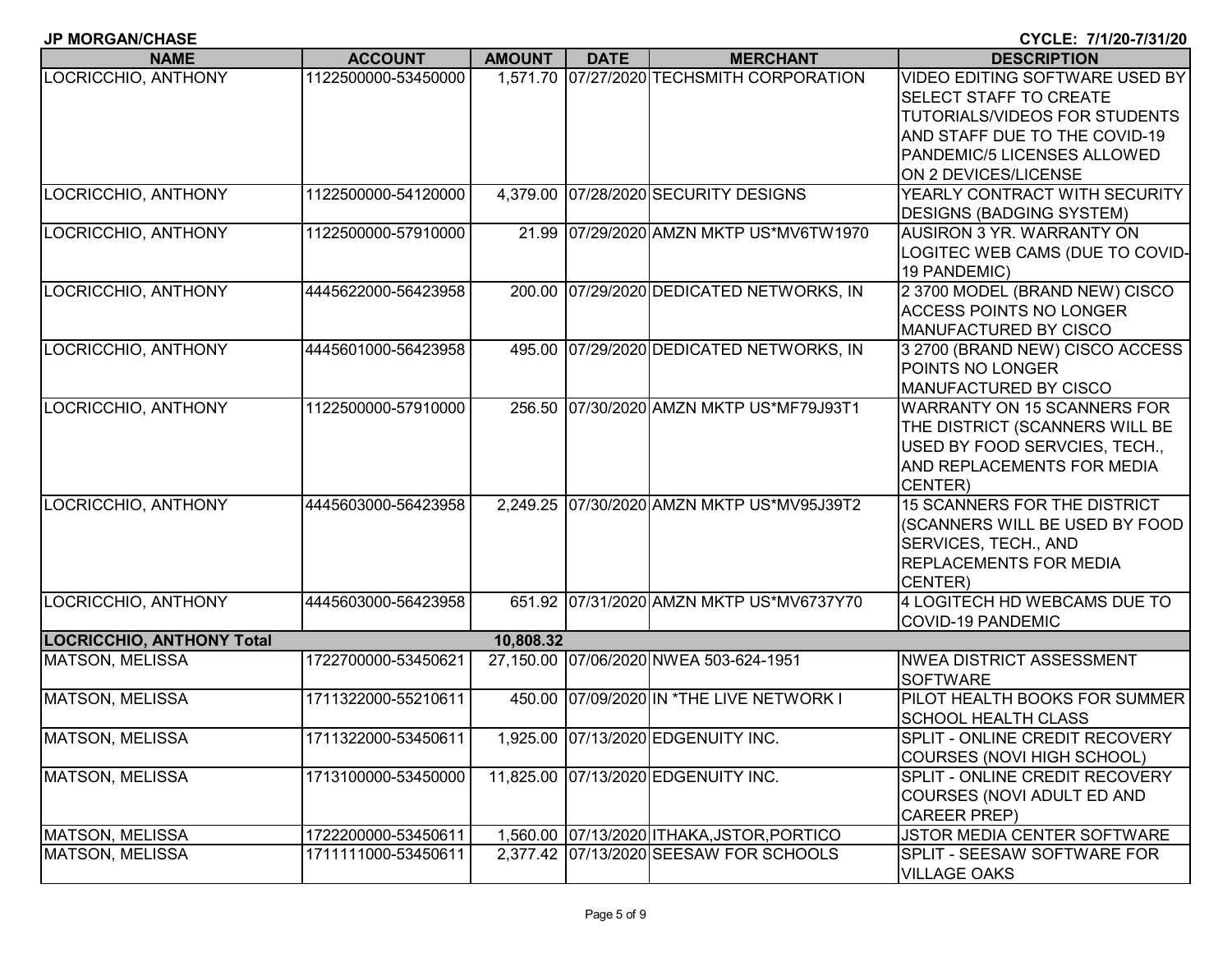**JP MORGAN/CHASE** **CYCLE: 7/1/20-7/31/20**

| NAME | ACCOUNT | AMOUNT | DATE | MERCHANT | DESCRIPTION |
|---|---|---|---|---|---|
| LOCRICCHIO, ANTHONY | 1122500000-53450000 | 1,571.70 | 07/27/2020 | TECHSMITH CORPORATION | VIDEO EDITING SOFTWARE USED BY SELECT STAFF TO CREATE TUTORIALS/VIDEOS FOR STUDENTS AND STAFF DUE TO THE COVID-19 PANDEMIC/5 LICENSES ALLOWED ON 2 DEVICES/LICENSE |
| LOCRICCHIO, ANTHONY | 1122500000-54120000 | 4,379.00 | 07/28/2020 | SECURITY DESIGNS | YEARLY CONTRACT WITH SECURITY DESIGNS (BADGING SYSTEM) |
| LOCRICCHIO, ANTHONY | 1122500000-57910000 | 21.99 | 07/29/2020 | AMZN MKTP US*MV6TW1970 | AUSIRON 3 YR. WARRANTY ON LOGITEC WEB CAMS (DUE TO COVID-19 PANDEMIC) |
| LOCRICCHIO, ANTHONY | 4445622000-56423958 | 200.00 | 07/29/2020 | DEDICATED NETWORKS, IN | 2 3700 MODEL (BRAND NEW) CISCO ACCESS POINTS NO LONGER MANUFACTURED BY CISCO |
| LOCRICCHIO, ANTHONY | 4445601000-56423958 | 495.00 | 07/29/2020 | DEDICATED NETWORKS, IN | 3 2700 (BRAND NEW) CISCO ACCESS POINTS NO LONGER MANUFACTURED BY CISCO |
| LOCRICCHIO, ANTHONY | 1122500000-57910000 | 256.50 | 07/30/2020 | AMZN MKTP US*MF79J93T1 | WARRANTY ON 15 SCANNERS FOR THE DISTRICT (SCANNERS WILL BE USED BY FOOD SERVCIES, TECH., AND REPLACEMENTS FOR MEDIA CENTER) |
| LOCRICCHIO, ANTHONY | 4445603000-56423958 | 2,249.25 | 07/30/2020 | AMZN MKTP US*MV95J39T2 | 15 SCANNERS FOR THE DISTRICT (SCANNERS WILL BE USED BY FOOD SERVICES, TECH., AND REPLACEMENTS FOR MEDIA CENTER) |
| LOCRICCHIO, ANTHONY | 4445603000-56423958 | 651.92 | 07/31/2020 | AMZN MKTP US*MV6737Y70 | 4 LOGITECH HD WEBCAMS DUE TO COVID-19 PANDEMIC |
| **LOCRICCHIO, ANTHONY Total** | | **10,808.32** | | | |
| MATSON, MELISSA | 1722700000-53450621 | 27,150.00 | 07/06/2020 | NWEA 503-624-1951 | NWEA DISTRICT ASSESSMENT SOFTWARE |
| MATSON, MELISSA | 1711322000-55210611 | 450.00 | 07/09/2020 | IN *THE LIVE NETWORK I | PILOT HEALTH BOOKS FOR SUMMER SCHOOL HEALTH CLASS |
| MATSON, MELISSA | 1711322000-53450611 | 1,925.00 | 07/13/2020 | EDGENUITY INC. | SPLIT - ONLINE CREDIT RECOVERY COURSES (NOVI HIGH SCHOOL) |
| MATSON, MELISSA | 1713100000-53450000 | 11,825.00 | 07/13/2020 | EDGENUITY INC. | SPLIT - ONLINE CREDIT RECOVERY COURSES (NOVI ADULT ED AND CAREER PREP) |
| MATSON, MELISSA | 1722200000-53450611 | 1,560.00 | 07/13/2020 | ITHAKA,JSTOR,PORTICO | JSTOR MEDIA CENTER SOFTWARE |
| MATSON, MELISSA | 1711111000-53450611 | 2,377.42 | 07/13/2020 | SEESAW FOR SCHOOLS | SPLIT - SEESAW SOFTWARE FOR VILLAGE OAKS |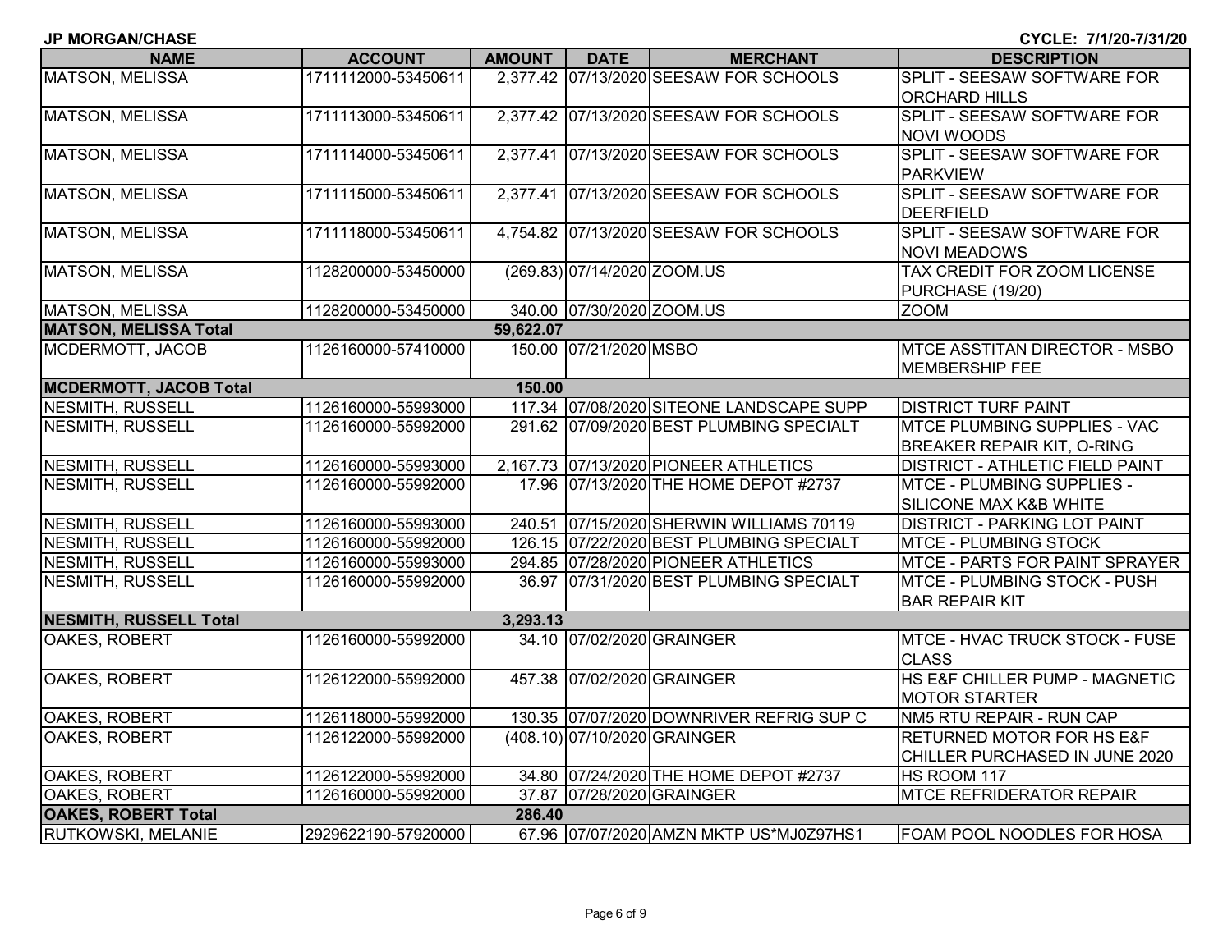**JP MORGAN/CHASE** **CYCLE: 7/1/20-7/31/20**

| NAME | ACCOUNT | AMOUNT | DATE | MERCHANT | DESCRIPTION |
|---|---|---|---|---|---|
| MATSON, MELISSA | 1711112000-53450611 | 2,377.42 | 07/13/2020 | SEESAW FOR SCHOOLS | SPLIT - SEESAW SOFTWARE FOR ORCHARD HILLS |
| MATSON, MELISSA | 1711113000-53450611 | 2,377.42 | 07/13/2020 | SEESAW FOR SCHOOLS | SPLIT - SEESAW SOFTWARE FOR NOVI WOODS |
| MATSON, MELISSA | 1711114000-53450611 | 2,377.41 | 07/13/2020 | SEESAW FOR SCHOOLS | SPLIT - SEESAW SOFTWARE FOR PARKVIEW |
| MATSON, MELISSA | 1711115000-53450611 | 2,377.41 | 07/13/2020 | SEESAW FOR SCHOOLS | SPLIT - SEESAW SOFTWARE FOR DEERFIELD |
| MATSON, MELISSA | 1711118000-53450611 | 4,754.82 | 07/13/2020 | SEESAW FOR SCHOOLS | SPLIT - SEESAW SOFTWARE FOR NOVI MEADOWS |
| MATSON, MELISSA | 1128200000-53450000 | (269.83) | 07/14/2020 | ZOOM.US | TAX CREDIT FOR ZOOM LICENSE PURCHASE (19/20) |
| MATSON, MELISSA | 1128200000-53450000 | 340.00 | 07/30/2020 | ZOOM.US | ZOOM |
| **MATSON, MELISSA Total** | | **59,622.07** | | | |
| MCDERMOTT, JACOB | 1126160000-57410000 | 150.00 | 07/21/2020 | MSBO | MTCE ASSTITAN DIRECTOR - MSBO MEMBERSHIP FEE |
| **MCDERMOTT, JACOB Total** | | **150.00** | | | |
| NESMITH, RUSSELL | 1126160000-55993000 | 117.34 | 07/08/2020 | SITEONE LANDSCAPE SUPP | DISTRICT TURF PAINT |
| NESMITH, RUSSELL | 1126160000-55992000 | 291.62 | 07/09/2020 | BEST PLUMBING SPECIALT | MTCE PLUMBING SUPPLIES - VAC BREAKER REPAIR KIT, O-RING |
| NESMITH, RUSSELL | 1126160000-55993000 | 2,167.73 | 07/13/2020 | PIONEER ATHLETICS | DISTRICT - ATHLETIC FIELD PAINT |
| NESMITH, RUSSELL | 1126160000-55992000 | 17.96 | 07/13/2020 | THE HOME DEPOT #2737 | MTCE - PLUMBING SUPPLIES - SILICONE MAX K&B WHITE |
| NESMITH, RUSSELL | 1126160000-55993000 | 240.51 | 07/15/2020 | SHERWIN WILLIAMS 70119 | DISTRICT - PARKING LOT PAINT |
| NESMITH, RUSSELL | 1126160000-55992000 | 126.15 | 07/22/2020 | BEST PLUMBING SPECIALT | MTCE - PLUMBING STOCK |
| NESMITH, RUSSELL | 1126160000-55993000 | 294.85 | 07/28/2020 | PIONEER ATHLETICS | MTCE - PARTS FOR PAINT SPRAYER |
| NESMITH, RUSSELL | 1126160000-55992000 | 36.97 | 07/31/2020 | BEST PLUMBING SPECIALT | MTCE - PLUMBING STOCK - PUSH BAR REPAIR KIT |
| **NESMITH, RUSSELL Total** | | **3,293.13** | | | |
| OAKES, ROBERT | 1126160000-55992000 | 34.10 | 07/02/2020 | GRAINGER | MTCE - HVAC TRUCK STOCK - FUSE CLASS |
| OAKES, ROBERT | 1126122000-55992000 | 457.38 | 07/02/2020 | GRAINGER | HS E&F CHILLER PUMP - MAGNETIC MOTOR STARTER |
| OAKES, ROBERT | 1126118000-55992000 | 130.35 | 07/07/2020 | DOWNRIVER REFRIG SUP C | NM5 RTU REPAIR - RUN CAP |
| OAKES, ROBERT | 1126122000-55992000 | (408.10) | 07/10/2020 | GRAINGER | RETURNED MOTOR FOR HS E&F CHILLER PURCHASED IN JUNE 2020 |
| OAKES, ROBERT | 1126122000-55992000 | 34.80 | 07/24/2020 | THE HOME DEPOT #2737 | HS ROOM 117 |
| OAKES, ROBERT | 1126160000-55992000 | 37.87 | 07/28/2020 | GRAINGER | MTCE REFRIDERATOR REPAIR |
| **OAKES, ROBERT Total** | | **286.40** | | | |
| RUTKOWSKI, MELANIE | 2929622190-57920000 | 67.96 | 07/07/2020 | AMZN MKTP US*MJ0Z97HS1 | FOAM POOL NOODLES FOR HOSA |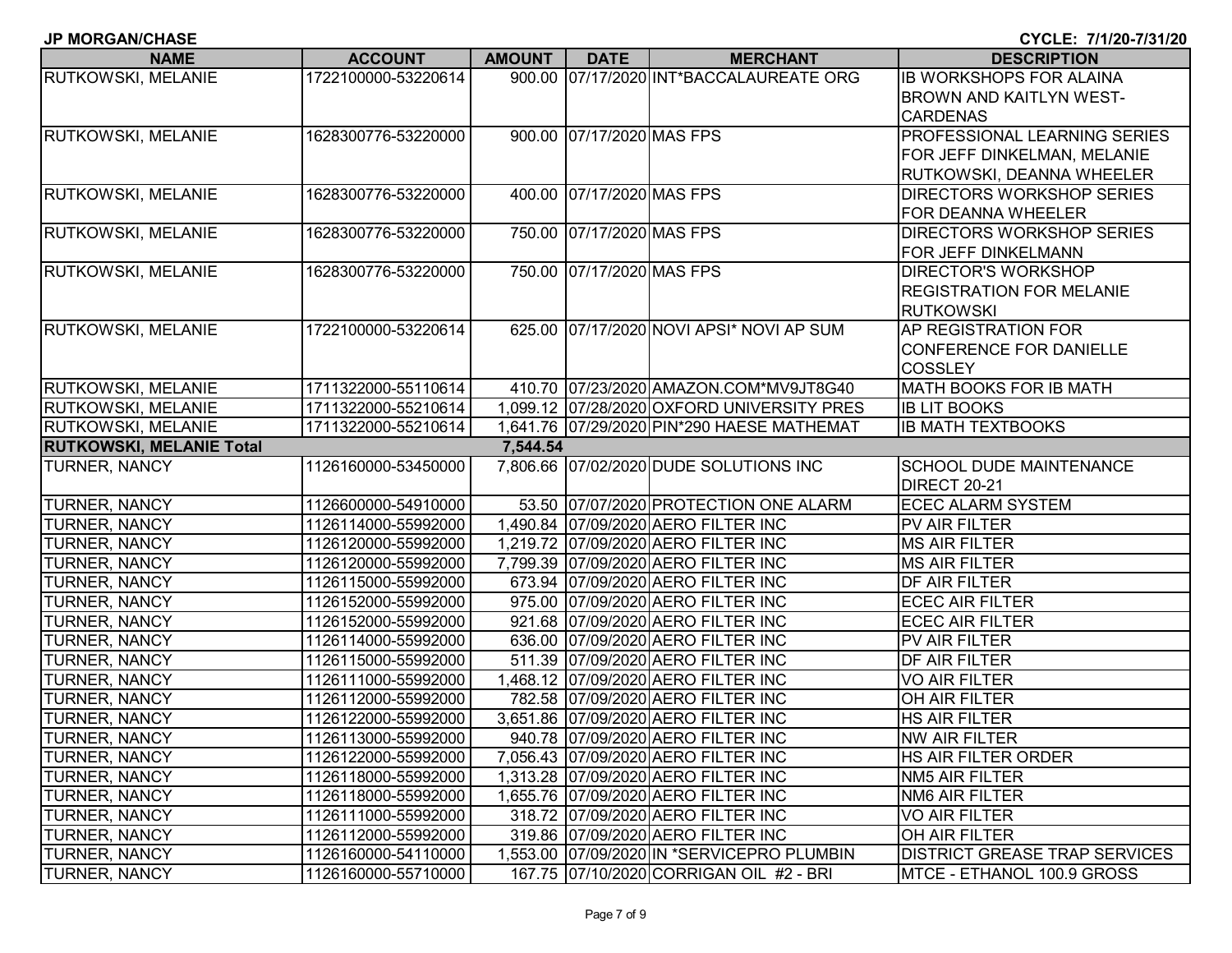**JP MORGAN/CHASE** CYCLE: 7/1/20-7/31/20

| NAME | ACCOUNT | AMOUNT | DATE | MERCHANT | DESCRIPTION |
|---|---|---|---|---|---|
| RUTKOWSKI, MELANIE | 1722100000-53220614 | 900.00 | 07/17/2020 | INT*BACCALAUREATE ORG | IB WORKSHOPS FOR ALAINA BROWN AND KAITLYN WEST-CARDENAS |
| RUTKOWSKI, MELANIE | 1628300776-53220000 | 900.00 | 07/17/2020 | MAS FPS | PROFESSIONAL LEARNING SERIES FOR JEFF DINKELMAN, MELANIE RUTKOWSKI, DEANNA WHEELER |
| RUTKOWSKI, MELANIE | 1628300776-53220000 | 400.00 | 07/17/2020 | MAS FPS | DIRECTORS WORKSHOP SERIES FOR DEANNA WHEELER |
| RUTKOWSKI, MELANIE | 1628300776-53220000 | 750.00 | 07/17/2020 | MAS FPS | DIRECTORS WORKSHOP SERIES FOR JEFF DINKELMANN |
| RUTKOWSKI, MELANIE | 1628300776-53220000 | 750.00 | 07/17/2020 | MAS FPS | DIRECTOR'S WORKSHOP REGISTRATION FOR MELANIE RUTKOWSKI |
| RUTKOWSKI, MELANIE | 1722100000-53220614 | 625.00 | 07/17/2020 | NOVI APSI* NOVI AP SUM | AP REGISTRATION FOR CONFERENCE FOR DANIELLE COSSLEY |
| RUTKOWSKI, MELANIE | 1711322000-55110614 | 410.70 | 07/23/2020 | AMAZON.COM*MV9JT8G40 | MATH BOOKS FOR IB MATH |
| RUTKOWSKI, MELANIE | 1711322000-55210614 | 1,099.12 | 07/28/2020 | OXFORD UNIVERSITY PRES | IB LIT BOOKS |
| RUTKOWSKI, MELANIE | 1711322000-55210614 | 1,641.76 | 07/29/2020 | PIN*290 HAESE MATHEMAT | IB MATH TEXTBOOKS |
| **RUTKOWSKI, MELANIE Total** | | **7,544.54** | | | |
| TURNER, NANCY | 1126160000-53450000 | 7,806.66 | 07/02/2020 | DUDE SOLUTIONS INC | SCHOOL DUDE MAINTENANCE DIRECT 20-21 |
| TURNER, NANCY | 1126600000-54910000 | 53.50 | 07/07/2020 | PROTECTION ONE ALARM | ECEC ALARM SYSTEM |
| TURNER, NANCY | 1126114000-55992000 | 1,490.84 | 07/09/2020 | AERO FILTER INC | PV AIR FILTER |
| TURNER, NANCY | 1126120000-55992000 | 1,219.72 | 07/09/2020 | AERO FILTER INC | MS AIR FILTER |
| TURNER, NANCY | 1126120000-55992000 | 7,799.39 | 07/09/2020 | AERO FILTER INC | MS AIR FILTER |
| TURNER, NANCY | 1126115000-55992000 | 673.94 | 07/09/2020 | AERO FILTER INC | DF AIR FILTER |
| TURNER, NANCY | 1126152000-55992000 | 975.00 | 07/09/2020 | AERO FILTER INC | ECEC AIR FILTER |
| TURNER, NANCY | 1126152000-55992000 | 921.68 | 07/09/2020 | AERO FILTER INC | ECEC AIR FILTER |
| TURNER, NANCY | 1126114000-55992000 | 636.00 | 07/09/2020 | AERO FILTER INC | PV AIR FILTER |
| TURNER, NANCY | 1126115000-55992000 | 511.39 | 07/09/2020 | AERO FILTER INC | DF AIR FILTER |
| TURNER, NANCY | 1126111000-55992000 | 1,468.12 | 07/09/2020 | AERO FILTER INC | VO AIR FILTER |
| TURNER, NANCY | 1126112000-55992000 | 782.58 | 07/09/2020 | AERO FILTER INC | OH AIR FILTER |
| TURNER, NANCY | 1126122000-55992000 | 3,651.86 | 07/09/2020 | AERO FILTER INC | HS AIR FILTER |
| TURNER, NANCY | 1126113000-55992000 | 940.78 | 07/09/2020 | AERO FILTER INC | NW AIR FILTER |
| TURNER, NANCY | 1126122000-55992000 | 7,056.43 | 07/09/2020 | AERO FILTER INC | HS AIR FILTER ORDER |
| TURNER, NANCY | 1126118000-55992000 | 1,313.28 | 07/09/2020 | AERO FILTER INC | NM5 AIR FILTER |
| TURNER, NANCY | 1126118000-55992000 | 1,655.76 | 07/09/2020 | AERO FILTER INC | NM6 AIR FILTER |
| TURNER, NANCY | 1126111000-55992000 | 318.72 | 07/09/2020 | AERO FILTER INC | VO AIR FILTER |
| TURNER, NANCY | 1126112000-55992000 | 319.86 | 07/09/2020 | AERO FILTER INC | OH AIR FILTER |
| TURNER, NANCY | 1126160000-54110000 | 1,553.00 | 07/09/2020 | IN *SERVICEPRO PLUMBIN | DISTRICT GREASE TRAP SERVICES |
| TURNER, NANCY | 1126160000-55710000 | 167.75 | 07/10/2020 | CORRIGAN OIL #2 - BRI | MTCE - ETHANOL 100.9 GROSS |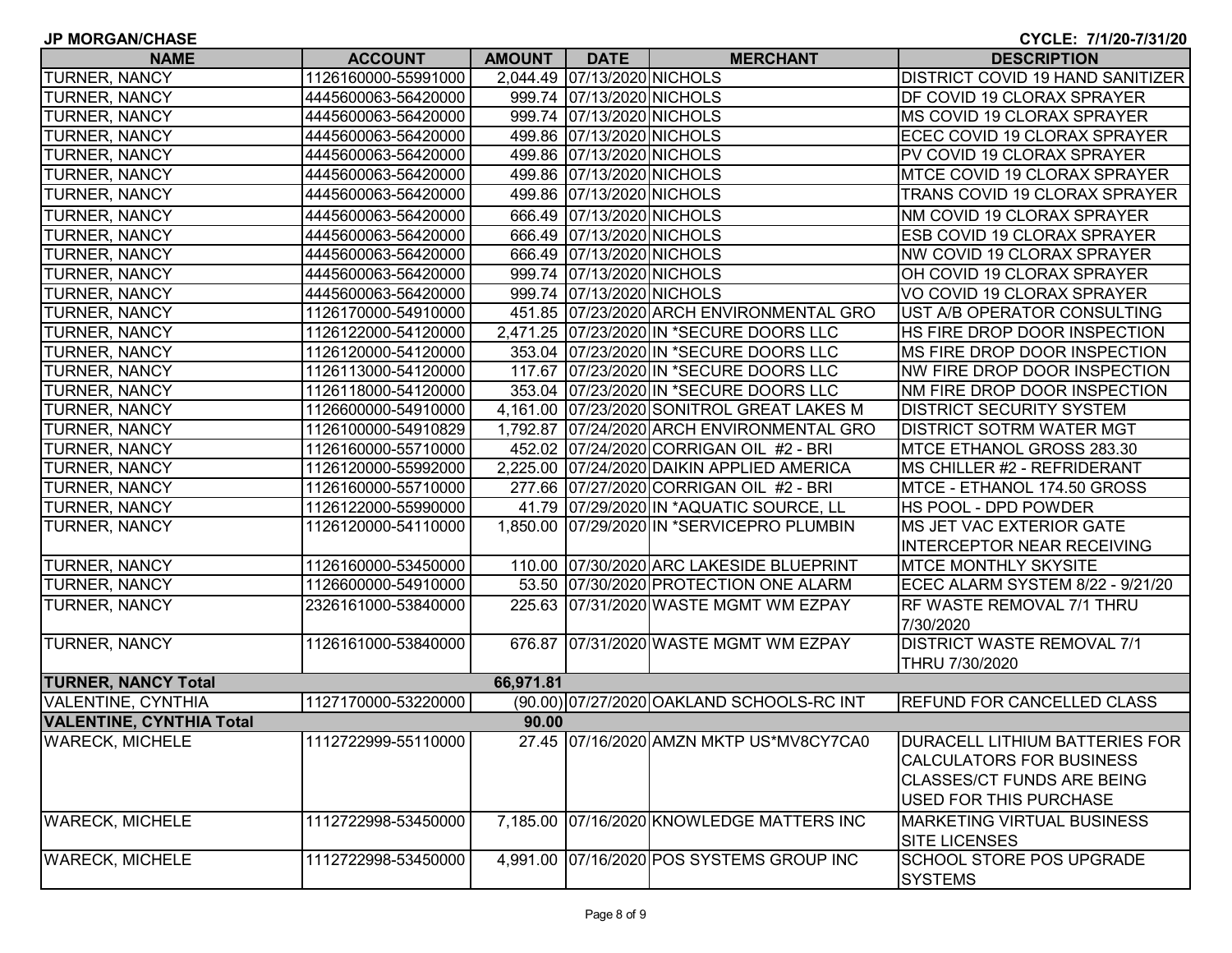JP MORGAN/CHASE CYCLE: 7/1/20-7/31/20

| NAME | ACCOUNT | AMOUNT | DATE | MERCHANT | DESCRIPTION |
|---|---|---|---|---|---|
| TURNER, NANCY | 1126160000-55991000 | 2,044.49 | 07/13/2020 | NICHOLS | DISTRICT COVID 19 HAND SANITIZER |
| TURNER, NANCY | 4445600063-56420000 | 999.74 | 07/13/2020 | NICHOLS | DF COVID 19 CLORAX SPRAYER |
| TURNER, NANCY | 4445600063-56420000 | 999.74 | 07/13/2020 | NICHOLS | MS COVID 19 CLORAX SPRAYER |
| TURNER, NANCY | 4445600063-56420000 | 499.86 | 07/13/2020 | NICHOLS | ECEC COVID 19 CLORAX SPRAYER |
| TURNER, NANCY | 4445600063-56420000 | 499.86 | 07/13/2020 | NICHOLS | PV COVID 19 CLORAX SPRAYER |
| TURNER, NANCY | 4445600063-56420000 | 499.86 | 07/13/2020 | NICHOLS | MTCE COVID 19 CLORAX SPRAYER |
| TURNER, NANCY | 4445600063-56420000 | 499.86 | 07/13/2020 | NICHOLS | TRANS COVID 19 CLORAX SPRAYER |
| TURNER, NANCY | 4445600063-56420000 | 666.49 | 07/13/2020 | NICHOLS | NM COVID 19 CLORAX SPRAYER |
| TURNER, NANCY | 4445600063-56420000 | 666.49 | 07/13/2020 | NICHOLS | ESB COVID 19 CLORAX SPRAYER |
| TURNER, NANCY | 4445600063-56420000 | 666.49 | 07/13/2020 | NICHOLS | NW COVID 19 CLORAX SPRAYER |
| TURNER, NANCY | 4445600063-56420000 | 999.74 | 07/13/2020 | NICHOLS | OH COVID 19 CLORAX SPRAYER |
| TURNER, NANCY | 4445600063-56420000 | 999.74 | 07/13/2020 | NICHOLS | VO COVID 19 CLORAX SPRAYER |
| TURNER, NANCY | 1126170000-54910000 | 451.85 | 07/23/2020 | ARCH ENVIRONMENTAL GRO | UST A/B OPERATOR CONSULTING |
| TURNER, NANCY | 1126122000-54120000 | 2,471.25 | 07/23/2020 | IN *SECURE DOORS LLC | HS FIRE DROP DOOR INSPECTION |
| TURNER, NANCY | 1126120000-54120000 | 353.04 | 07/23/2020 | IN *SECURE DOORS LLC | MS FIRE DROP DOOR INSPECTION |
| TURNER, NANCY | 1126113000-54120000 | 117.67 | 07/23/2020 | IN *SECURE DOORS LLC | NW FIRE DROP DOOR INSPECTION |
| TURNER, NANCY | 1126118000-54120000 | 353.04 | 07/23/2020 | IN *SECURE DOORS LLC | NM FIRE DROP DOOR INSPECTION |
| TURNER, NANCY | 1126600000-54910000 | 4,161.00 | 07/23/2020 | SONITROL GREAT LAKES M | DISTRICT SECURITY SYSTEM |
| TURNER, NANCY | 1126100000-54910829 | 1,792.87 | 07/24/2020 | ARCH ENVIRONMENTAL GRO | DISTRICT SOTRM WATER MGT |
| TURNER, NANCY | 1126160000-55710000 | 452.02 | 07/24/2020 | CORRIGAN OIL #2 - BRI | MTCE ETHANOL GROSS 283.30 |
| TURNER, NANCY | 1126120000-55992000 | 2,225.00 | 07/24/2020 | DAIKIN APPLIED AMERICA | MS CHILLER #2 - REFRIDERANT |
| TURNER, NANCY | 1126160000-55710000 | 277.66 | 07/27/2020 | CORRIGAN OIL #2 - BRI | MTCE - ETHANOL 174.50 GROSS |
| TURNER, NANCY | 1126122000-55990000 | 41.79 | 07/29/2020 | IN *AQUATIC SOURCE, LL | HS POOL - DPD POWDER |
| TURNER, NANCY | 1126120000-54110000 | 1,850.00 | 07/29/2020 | IN *SERVICEPRO PLUMBIN | MS JET VAC EXTERIOR GATE INTERCEPTOR NEAR RECEIVING |
| TURNER, NANCY | 1126160000-53450000 | 110.00 | 07/30/2020 | ARC LAKESIDE BLUEPRINT | MTCE MONTHLY SKYSITE |
| TURNER, NANCY | 1126600000-54910000 | 53.50 | 07/30/2020 | PROTECTION ONE ALARM | ECEC ALARM SYSTEM 8/22 - 9/21/20 |
| TURNER, NANCY | 2326161000-53840000 | 225.63 | 07/31/2020 | WASTE MGMT WM EZPAY | RF WASTE REMOVAL 7/1 THRU 7/30/2020 |
| TURNER, NANCY | 1126161000-53840000 | 676.87 | 07/31/2020 | WASTE MGMT WM EZPAY | DISTRICT WASTE REMOVAL 7/1 THRU 7/30/2020 |
| **TURNER, NANCY Total** | | **66,971.81** | | | |
| VALENTINE, CYNTHIA | 1127170000-53220000 | (90.00) | 07/27/2020 | OAKLAND SCHOOLS-RC INT | REFUND FOR CANCELLED CLASS |
| **VALENTINE, CYNTHIA Total** | | **90.00** | | | |
| WARECK, MICHELE | 1112722999-55110000 | 27.45 | 07/16/2020 | AMZN MKTP US*MV8CY7CA0 | DURACELL LITHIUM BATTERIES FOR CALCULATORS FOR BUSINESS CLASSES/CT FUNDS ARE BEING USED FOR THIS PURCHASE |
| WARECK, MICHELE | 1112722998-53450000 | 7,185.00 | 07/16/2020 | KNOWLEDGE MATTERS INC | MARKETING VIRTUAL BUSINESS SITE LICENSES |
| WARECK, MICHELE | 1112722998-53450000 | 4,991.00 | 07/16/2020 | POS SYSTEMS GROUP INC | SCHOOL STORE POS UPGRADE SYSTEMS |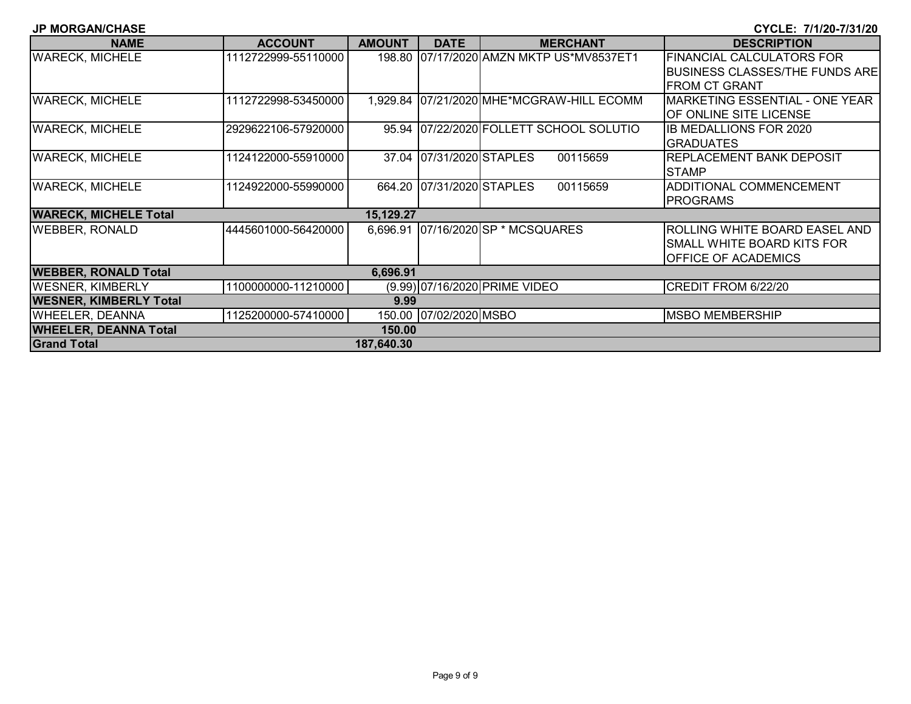**JP MORGAN/CHASE** **CYCLE: 7/1/20-7/31/20**

| NAME | ACCOUNT | AMOUNT | DATE | MERCHANT | DESCRIPTION |
|---|---|---|---|---|---|
| WARECK, MICHELE | 1112722999-55110000 | 198.80 | 07/17/2020 | AMZN MKTP US*MV8537ET1 | FINANCIAL CALCULATORS FOR BUSINESS CLASSES/THE FUNDS ARE FROM CT GRANT |
| WARECK, MICHELE | 1112722998-53450000 | 1,929.84 | 07/21/2020 | MHE*MCGRAW-HILL ECOMM | MARKETING ESSENTIAL - ONE YEAR OF ONLINE SITE LICENSE |
| WARECK, MICHELE | 2929622106-57920000 | 95.94 | 07/22/2020 | FOLLETT SCHOOL SOLUTIO | IB MEDALLIONS FOR 2020 GRADUATES |
| WARECK, MICHELE | 1124122000-55910000 | 37.04 | 07/31/2020 | STAPLES 00115659 | REPLACEMENT BANK DEPOSIT STAMP |
| WARECK, MICHELE | 1124922000-55990000 | 664.20 | 07/31/2020 | STAPLES 00115659 | ADDITIONAL COMMENCEMENT PROGRAMS |
| **WARECK, MICHELE Total** | | **15,129.27** | | | |
| WEBBER, RONALD | 4445601000-56420000 | 6,696.91 | 07/16/2020 | SP * MCSQUARES | ROLLING WHITE BOARD EASEL AND SMALL WHITE BOARD KITS FOR OFFICE OF ACADEMICS |
| **WEBBER, RONALD Total** | | **6,696.91** | | | |
| WESNER, KIMBERLY | 1100000000-11210000 | (9.99) | 07/16/2020 | PRIME VIDEO | CREDIT FROM 6/22/20 |
| **WESNER, KIMBERLY Total** | | **9.99** | | | |
| WHEELER, DEANNA | 1125200000-57410000 | 150.00 | 07/02/2020 | MSBO | MSBO MEMBERSHIP |
| **WHEELER, DEANNA Total** | | **150.00** | | | |
| **Grand Total** | | **187,640.30** | | | |